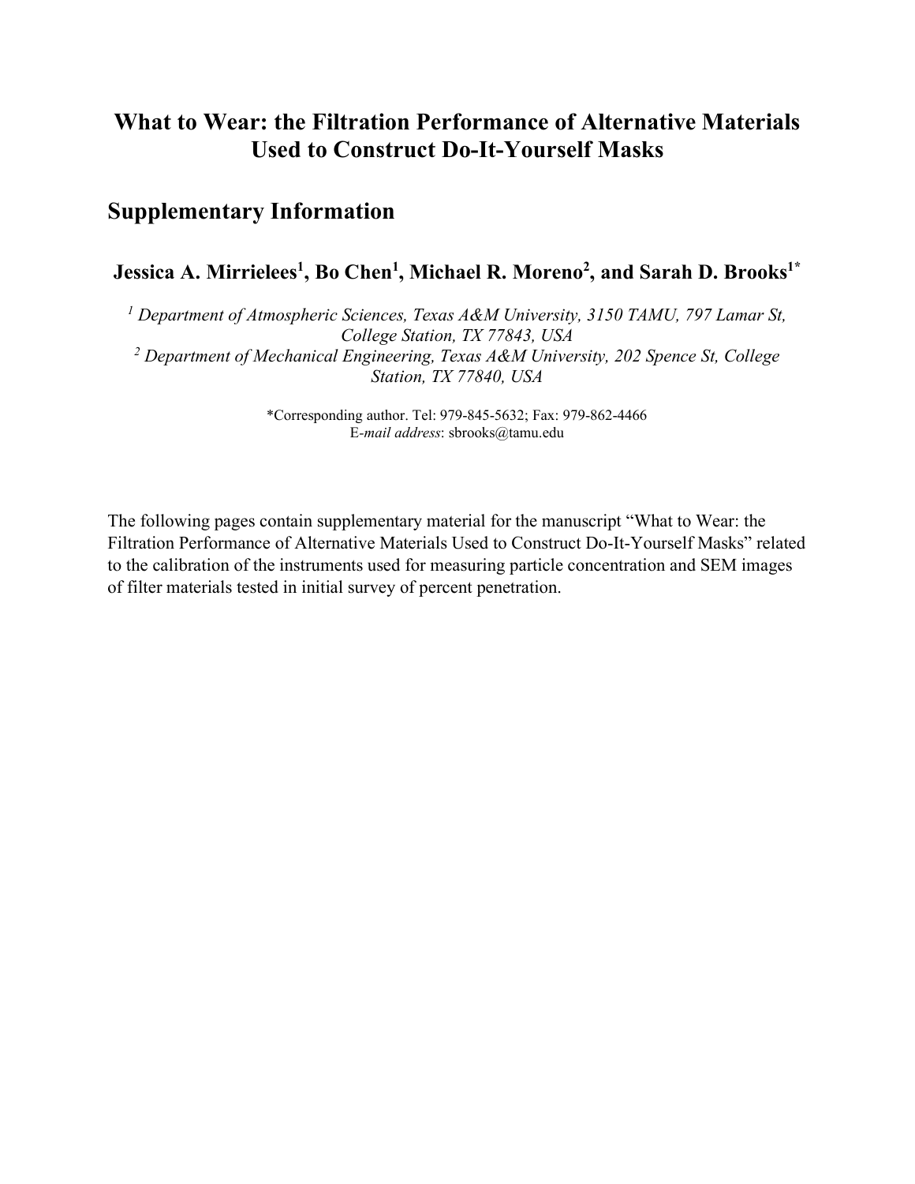# What to Wear: the Filtration Performance of Alternative Materials Used to Construct Do-It-Yourself Masks

## Supplementary Information

**Jessica A. Mirrielees[1], Bo Chen[1], Michael R. Moreno[2], and Sarah D. Brooks[1*]**

*[1] Department of Atmospheric Sciences, Texas A&M University, 3150 TAMU, 797 Lamar St, College Station, TX 77843, USA*
*[2] Department of Mechanical Engineering, Texas A&M University, 202 Spence St, College Station, TX 77840, USA*

*Corresponding author. Tel: 979-845-5632; Fax: 979-862-4466
E-*mail address*: sbrooks@tamu.edu

The following pages contain supplementary material for the manuscript "What to Wear: the Filtration Performance of Alternative Materials Used to Construct Do-It-Yourself Masks" related to the calibration of the instruments used for measuring particle concentration and SEM images of filter materials tested in initial survey of percent penetration.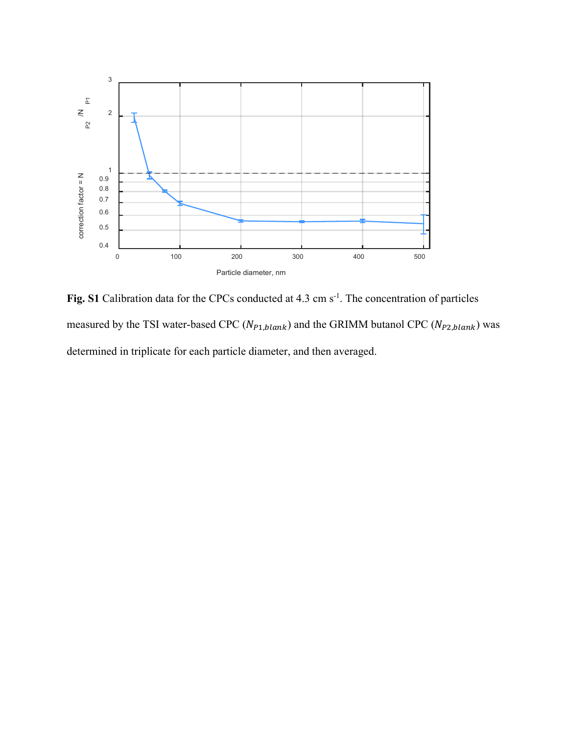**Fig. S1** Calibration data for the CPCs conducted at 4.3 cm s$^{-1}$. The concentration of particles measured by the TSI water-based CPC ($N_{P1,blank}$) and the GRIMM butanol CPC ($N_{P2,blank}$) was determined in triplicate for each particle diameter, and then averaged.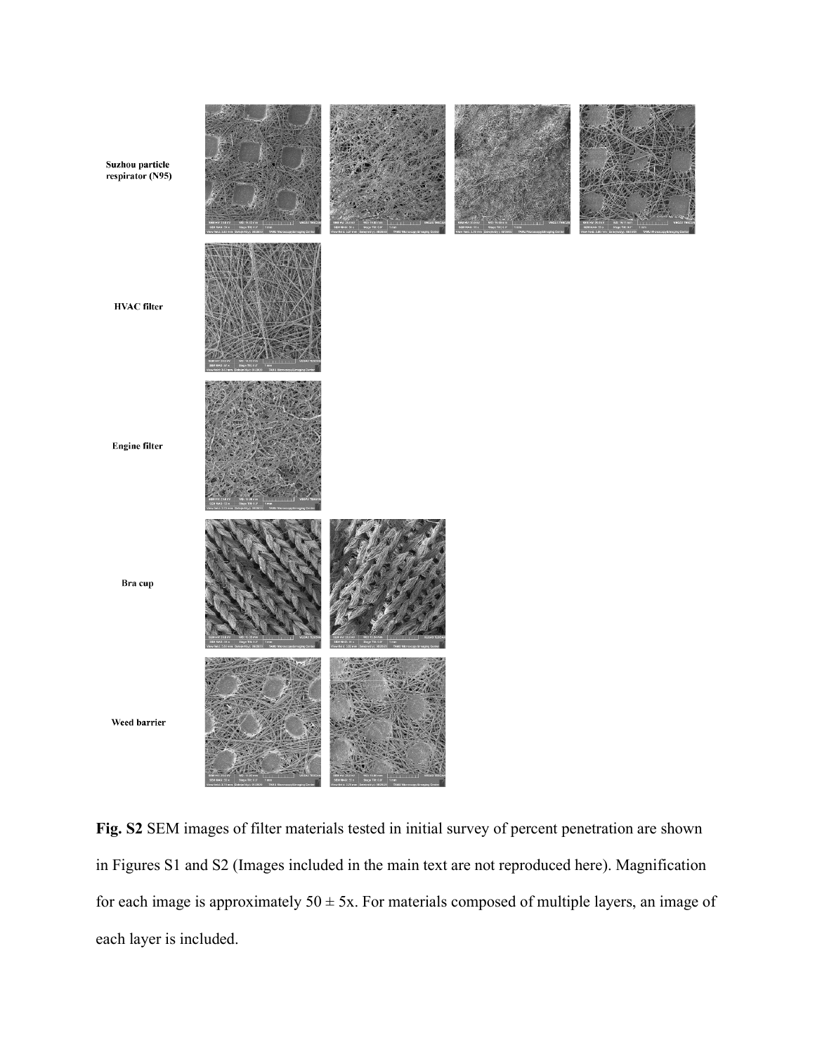Suzhou particle respirator (N95)

HVAC filter

Engine filter

Bra cup

Weed barrier

**Fig. S2** SEM images of filter materials tested in initial survey of percent penetration are shown in Figures S1 and S2 (Images included in the main text are not reproduced here). Magnification for each image is approximately 50 ± 5x. For materials composed of multiple layers, an image of each layer is included.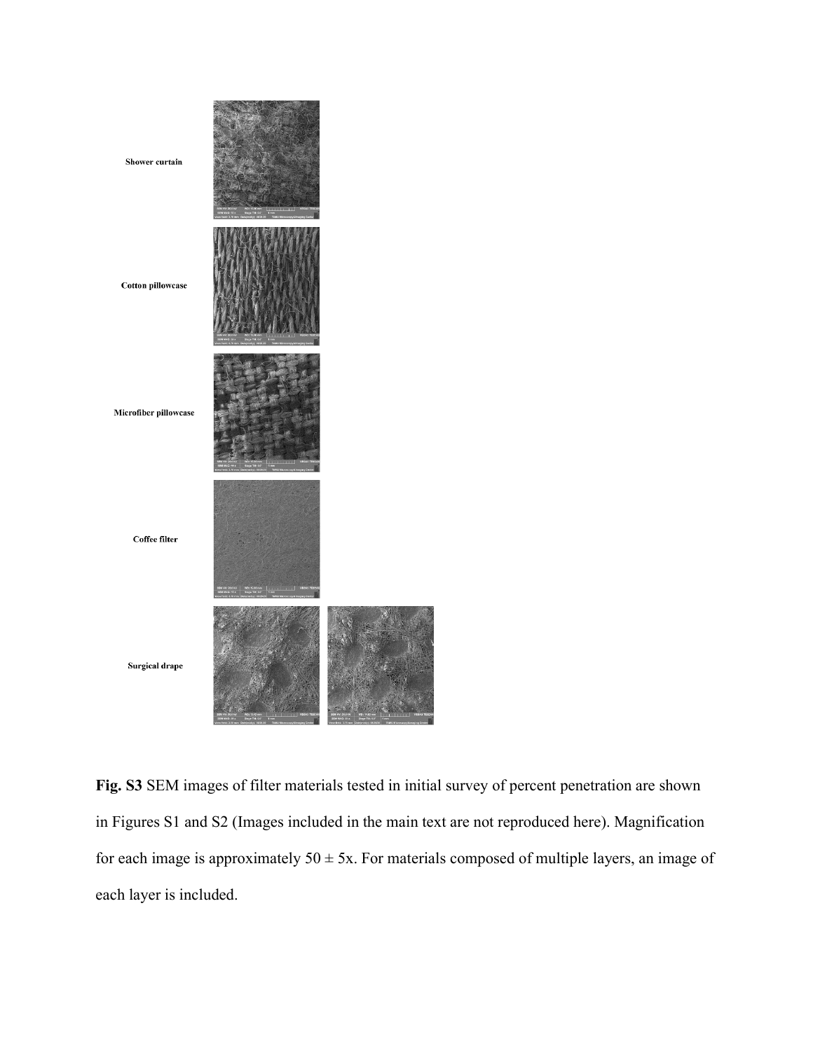Shower curtain

Cotton pillowcase

Microfiber pillowcase

Coffee filter

Surgical drape

**Fig. S3** SEM images of filter materials tested in initial survey of percent penetration are shown in Figures S1 and S2 (Images included in the main text are not reproduced here). Magnification for each image is approximately $50 \pm 5$x. For materials composed of multiple layers, an image of each layer is included.